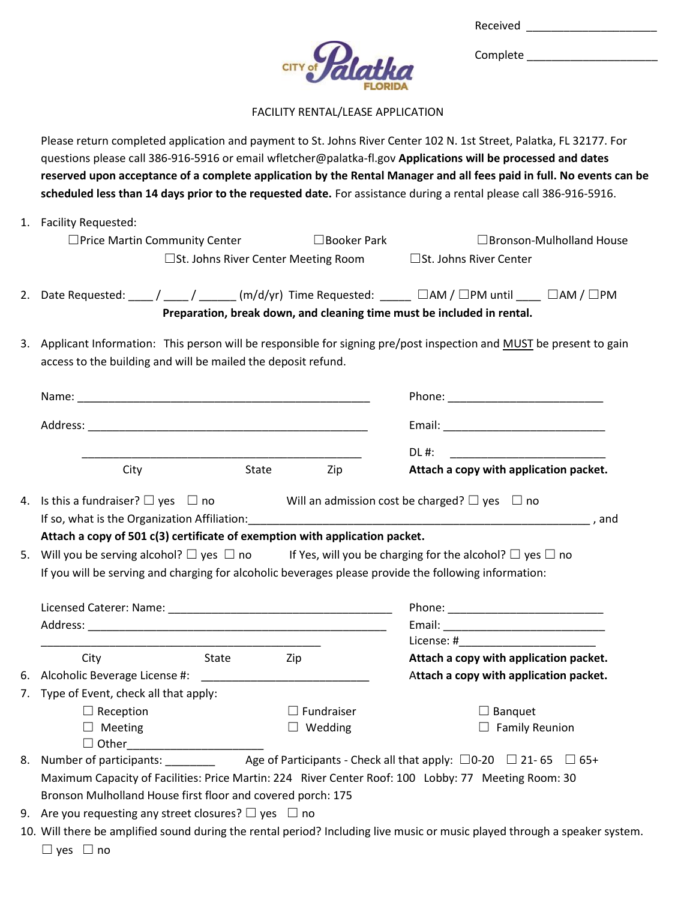Received _____________________

Complete _____________________

CITY of Palatka FLORIDA

# FACILITY RENTAL/LEASE APPLICATION

Please return completed application and payment to St. Johns River Center 102 N. 1st Street, Palatka, FL 32177. For questions please call 386-916-5916 or email wfletcher@palatka-fl.gov **Applications will be processed and dates reserved upon acceptance of a complete application by the Rental Manager and all fees paid in full. No events can be scheduled less than 14 days prior to the requested date.** For assistance during a rental please call 386-916-5916.

1. Facility Requested:
   ☐Price Martin Community Center ☐Booker Park ☐Bronson-Mulholland House
   ☐St. Johns River Center Meeting Room ☐St. Johns River Center

2. Date Requested: ____ / ____ / ______ (m/d/yr) Time Requested: _____ ☐AM / ☐PM until ____ ☐AM / ☐PM
   **Preparation, break down, and cleaning time must be included in rental.**

3. Applicant Information: This person will be responsible for signing pre/post inspection and MUST be present to gain access to the building and will be mailed the deposit refund.

   Name: _______________________________________________ Phone: _________________________

   Address: _____________________________________________ Email: __________________________

   _____________________________________________ DL #: _________________________

   City State Zip **Attach a copy with application packet.**

4. Is this a fundraiser? ☐ yes ☐ no Will an admission cost be charged? ☐ yes ☐ no
   If so, what is the Organization Affiliation:_______________________________________________________ , and
   **Attach a copy of 501 c(3) certificate of exemption with application packet.**

5. Will you be serving alcohol? ☐ yes ☐ no If Yes, will you be charging for the alcohol? ☐ yes ☐ no
   If you will be serving and charging for alcoholic beverages please provide the following information:

   Licensed Caterer: Name: ____________________________________ Phone: _________________________
   Address: _______________________________________________ Email: __________________________
   _____________________________________________ License: #______________________
   City State Zip **Attach a copy with application packet.**

6. Alcoholic Beverage License #: ___________________________ **Attach a copy with application packet.**

7. Type of Event, check all that apply:
   ☐ Reception ☐ Fundraiser ☐ Banquet
   ☐ Meeting ☐ Wedding ☐ Family Reunion
   ☐ Other______________________

8. Number of participants: ________ Age of Participants - Check all that apply: ☐0-20 ☐ 21- 65 ☐ 65+
   Maximum Capacity of Facilities: Price Martin: 224 River Center Roof: 100 Lobby: 77 Meeting Room: 30
   Bronson Mulholland House first floor and covered porch: 175

9. Are you requesting any street closures? ☐ yes ☐ no

10. Will there be amplified sound during the rental period? Including live music or music played through a speaker system.
    ☐ yes ☐ no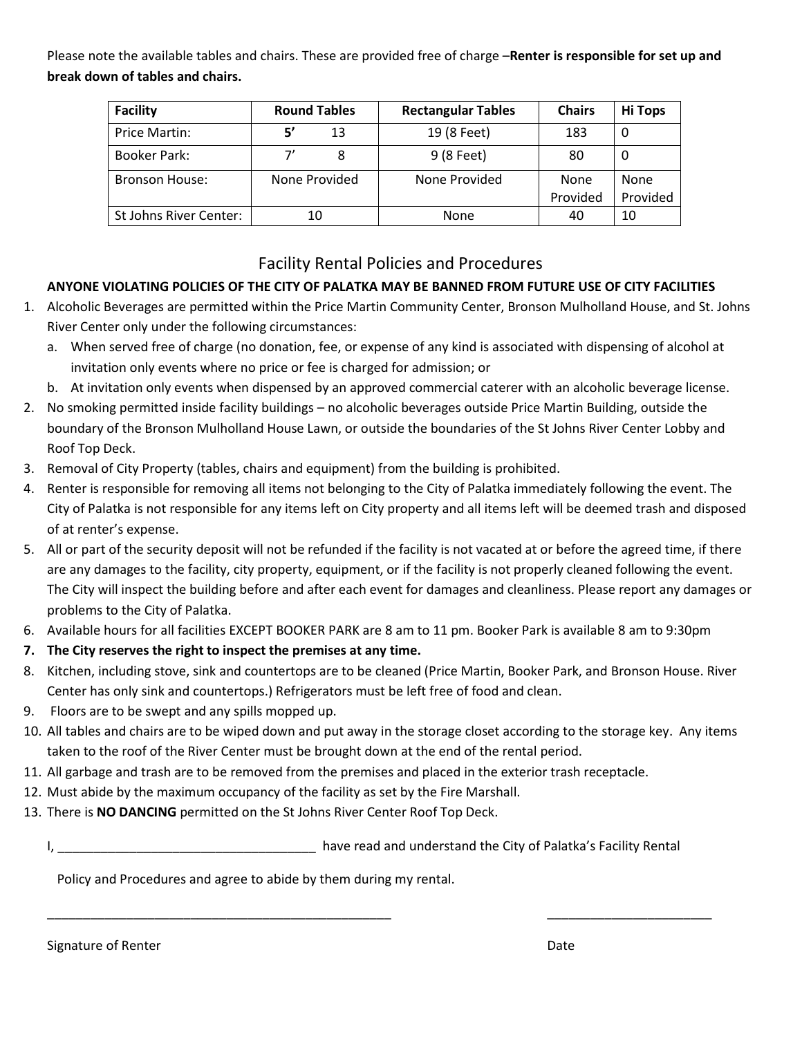Please note the available tables and chairs. These are provided free of charge –**Renter is responsible for set up and break down of tables and chairs.**

| Facility | Round Tables | Rectangular Tables | Chairs | Hi Tops |
|---|---|---|---|---|
| Price Martin: | **5’** 13 | 19 (8 Feet) | 183 | 0 |
| Booker Park: | 7’ 8 | 9 (8 Feet) | 80 | 0 |
| Bronson House: | None Provided | None Provided | None Provided | None Provided |
| St Johns River Center: | 10 | None | 40 | 10 |

## Facility Rental Policies and Procedures

**ANYONE VIOLATING POLICIES OF THE CITY OF PALATKA MAY BE BANNED FROM FUTURE USE OF CITY FACILITIES**

1. Alcoholic Beverages are permitted within the Price Martin Community Center, Bronson Mulholland House, and St. Johns River Center only under the following circumstances:
   a. When served free of charge (no donation, fee, or expense of any kind is associated with dispensing of alcohol at invitation only events where no price or fee is charged for admission; or
   b. At invitation only events when dispensed by an approved commercial caterer with an alcoholic beverage license.
2. No smoking permitted inside facility buildings – no alcoholic beverages outside Price Martin Building, outside the boundary of the Bronson Mulholland House Lawn, or outside the boundaries of the St Johns River Center Lobby and Roof Top Deck.
3. Removal of City Property (tables, chairs and equipment) from the building is prohibited.
4. Renter is responsible for removing all items not belonging to the City of Palatka immediately following the event. The City of Palatka is not responsible for any items left on City property and all items left will be deemed trash and disposed of at renter’s expense.
5. All or part of the security deposit will not be refunded if the facility is not vacated at or before the agreed time, if there are any damages to the facility, city property, equipment, or if the facility is not properly cleaned following the event. The City will inspect the building before and after each event for damages and cleanliness. Please report any damages or problems to the City of Palatka.
6. Available hours for all facilities EXCEPT BOOKER PARK are 8 am to 11 pm. Booker Park is available 8 am to 9:30pm
7. **The City reserves the right to inspect the premises at any time.**
8. Kitchen, including stove, sink and countertops are to be cleaned (Price Martin, Booker Park, and Bronson House. River Center has only sink and countertops.) Refrigerators must be left free of food and clean.
9. Floors are to be swept and any spills mopped up.
10. All tables and chairs are to be wiped down and put away in the storage closet according to the storage key. Any items taken to the roof of the River Center must be brought down at the end of the rental period.
11. All garbage and trash are to be removed from the premises and placed in the exterior trash receptacle.
12. Must abide by the maximum occupancy of the facility as set by the Fire Marshall.
13. There is **NO DANCING** permitted on the St Johns River Center Roof Top Deck.

I, ____________________________________ have read and understand the City of Palatka’s Facility Rental Policy and Procedures and agree to abide by them during my rental.

__________________________________________________ ________________________

Signature of Renter Date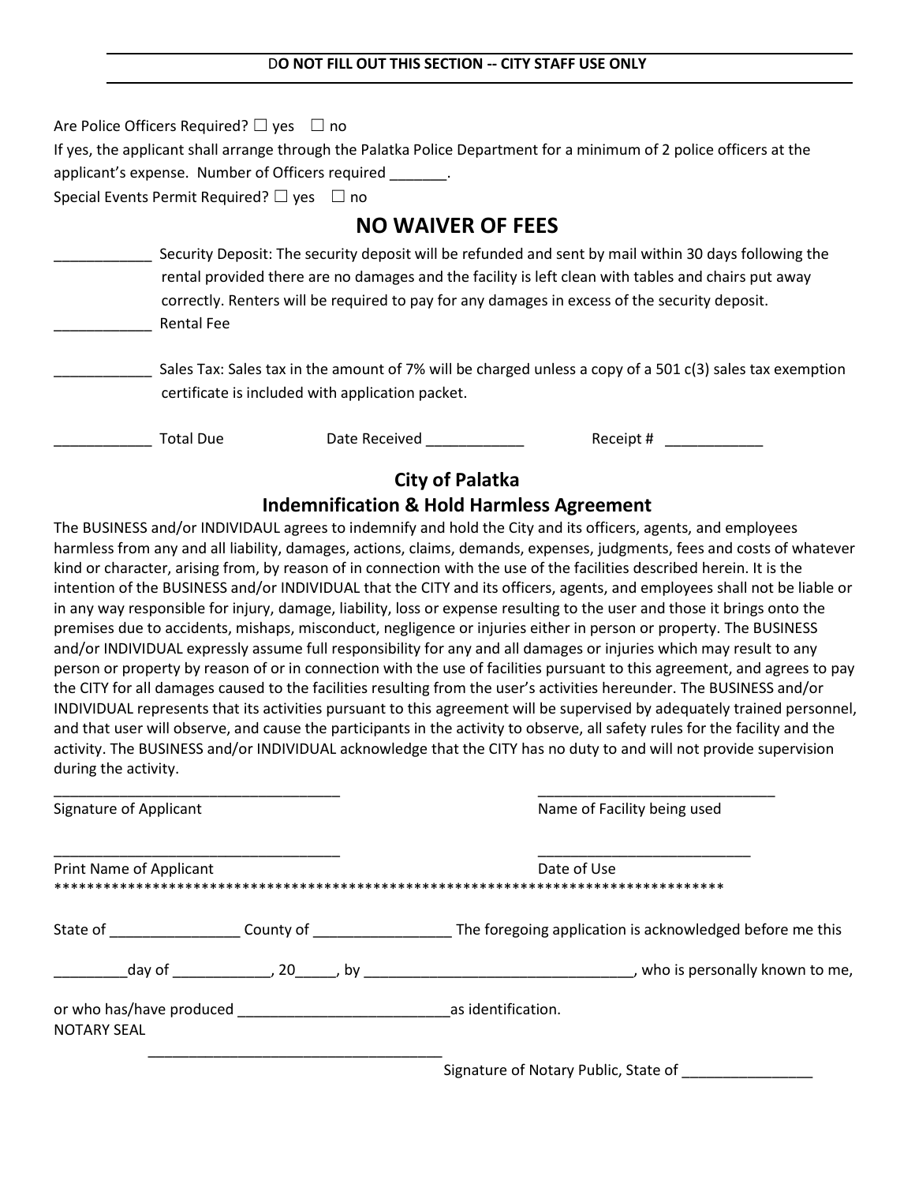**DO NOT FILL OUT THIS SECTION -- CITY STAFF USE ONLY**

Are Police Officers Required? ☐ yes ☐ no

If yes, the applicant shall arrange through the Palatka Police Department for a minimum of 2 police officers at the applicant's expense. Number of Officers required _______.

Special Events Permit Required? ☐ yes ☐ no

## NO WAIVER OF FEES

____________ Security Deposit: The security deposit will be refunded and sent by mail within 30 days following the rental provided there are no damages and the facility is left clean with tables and chairs put away correctly. Renters will be required to pay for any damages in excess of the security deposit.

____________ Rental Fee

____________ Sales Tax: Sales tax in the amount of 7% will be charged unless a copy of a 501 c(3) sales tax exemption certificate is included with application packet.

____________ Total Due Date Received ____________ Receipt # ____________

## City of Palatka
## Indemnification & Hold Harmless Agreement

The BUSINESS and/or INDIVIDAUL agrees to indemnify and hold the City and its officers, agents, and employees harmless from any and all liability, damages, actions, claims, demands, expenses, judgments, fees and costs of whatever kind or character, arising from, by reason of in connection with the use of the facilities described herein. It is the intention of the BUSINESS and/or INDIVIDUAL that the CITY and its officers, agents, and employees shall not be liable or in any way responsible for injury, damage, liability, loss or expense resulting to the user and those it brings onto the premises due to accidents, mishaps, misconduct, negligence or injuries either in person or property. The BUSINESS and/or INDIVIDUAL expressly assume full responsibility for any and all damages or injuries which may result to any person or property by reason of or in connection with the use of facilities pursuant to this agreement, and agrees to pay the CITY for all damages caused to the facilities resulting from the user's activities hereunder. The BUSINESS and/or INDIVIDUAL represents that its activities pursuant to this agreement will be supervised by adequately trained personnel, and that user will observe, and cause the participants in the activity to observe, all safety rules for the facility and the activity. The BUSINESS and/or INDIVIDUAL acknowledge that the CITY has no duty to and will not provide supervision during the activity.

____________________________________ ____________________________

Signature of Applicant Name of Facility being used

____________________________________ ____________________________

Print Name of Applicant Date of Use

************************************************************************************

State of ________________ County of _________________ The foregoing application is acknowledged before me this

_________day of ____________, 20_____, by _________________________________, who is personally known to me,

or who has/have produced __________________________as identification.

NOTARY SEAL

____________________________________

Signature of Notary Public, State of ________________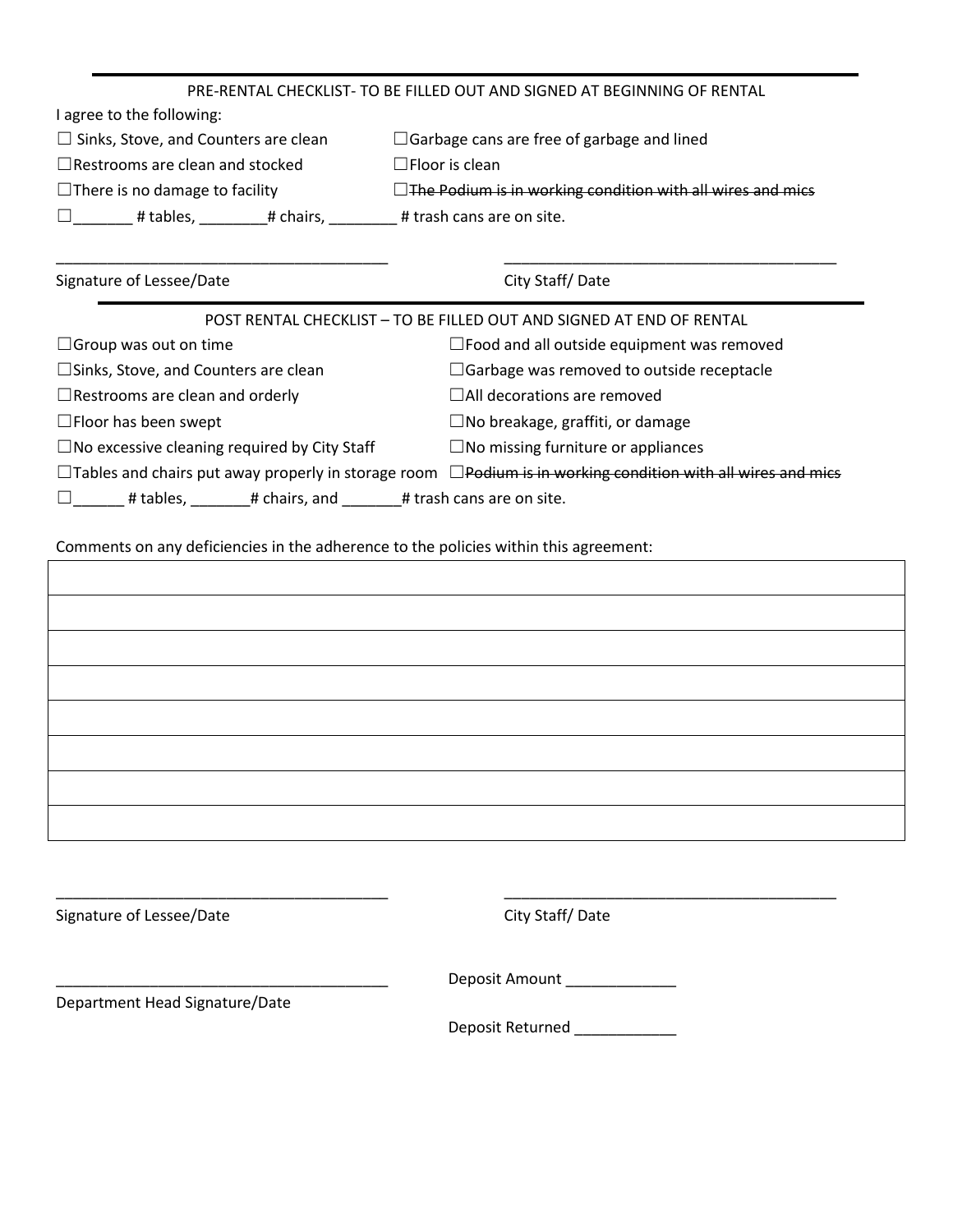---

PRE-RENTAL CHECKLIST- TO BE FILLED OUT AND SIGNED AT BEGINNING OF RENTAL

I agree to the following:

☐ Sinks, Stove, and Counters are clean

☐Garbage cans are free of garbage and lined

☐Restrooms are clean and stocked

☐Floor is clean

☐There is no damage to facility

☐~~The Podium is in working condition with all wires and mics~~

☐_______ # tables, ________# chairs, ________ # trash cans are on site.

________________________________________ Signature of Lessee/Date

________________________________________ City Staff/ Date

---

POST RENTAL CHECKLIST – TO BE FILLED OUT AND SIGNED AT END OF RENTAL

☐Group was out on time

☐Food and all outside equipment was removed

☐Sinks, Stove, and Counters are clean

☐Garbage was removed to outside receptacle

☐Restrooms are clean and orderly

☐All decorations are removed

☐Floor has been swept

☐No breakage, graffiti, or damage

☐No excessive cleaning required by City Staff

☐No missing furniture or appliances

☐Tables and chairs put away properly in storage room

☐~~Podium is in working condition with all wires and mics~~

☐______ # tables, _______# chairs, and _______# trash cans are on site.

Comments on any deficiencies in the adherence to the policies within this agreement:

| |
|---|
| |
| |
| |
| |
| |
| |
| |

________________________________________ Signature of Lessee/Date

________________________________________ City Staff/ Date

________________________________________ Department Head Signature/Date

Deposit Amount _____________

Deposit Returned ____________